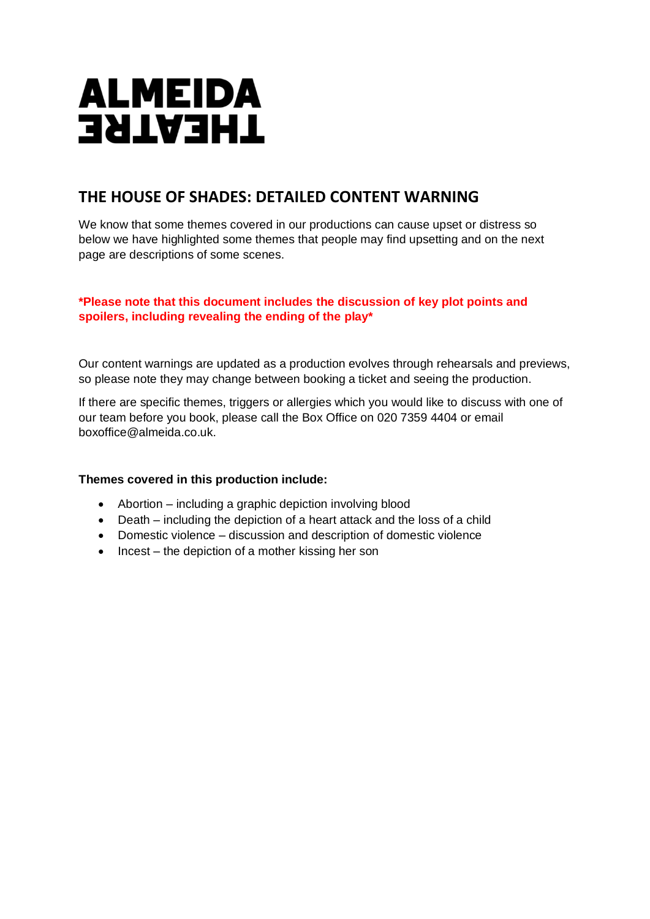**ALMEIDA THEATRE**

## THE HOUSE OF SHADES: DETAILED CONTENT WARNING

We know that some themes covered in our productions can cause upset or distress so below we have highlighted some themes that people may find upsetting and on the next page are descriptions of some scenes.

**\*Please note that this document includes the discussion of key plot points and spoilers, including revealing the ending of the play\***

Our content warnings are updated as a production evolves through rehearsals and previews, so please note they may change between booking a ticket and seeing the production.

If there are specific themes, triggers or allergies which you would like to discuss with one of our team before you book, please call the Box Office on 020 7359 4404 or email boxoffice@almeida.co.uk.

**Themes covered in this production include:**

- Abortion – including a graphic depiction involving blood
- Death – including the depiction of a heart attack and the loss of a child
- Domestic violence – discussion and description of domestic violence
- Incest – the depiction of a mother kissing her son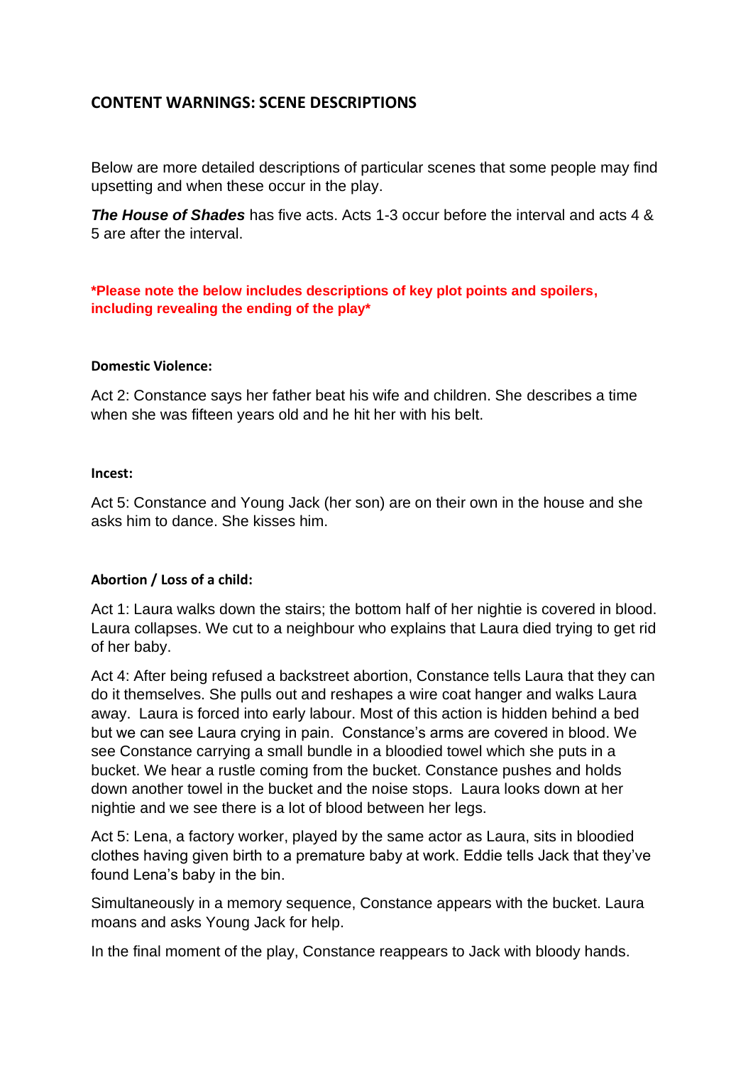## CONTENT WARNINGS: SCENE DESCRIPTIONS

Below are more detailed descriptions of particular scenes that some people may find upsetting and when these occur in the play.

***The House of Shades*** has five acts. Acts 1-3 occur before the interval and acts 4 & 5 are after the interval.

**\*Please note the below includes descriptions of key plot points and spoilers, including revealing the ending of the play\***

### Domestic Violence:

Act 2: Constance says her father beat his wife and children. She describes a time when she was fifteen years old and he hit her with his belt.

### Incest:

Act 5: Constance and Young Jack (her son) are on their own in the house and she asks him to dance. She kisses him.

### Abortion / Loss of a child:

Act 1: Laura walks down the stairs; the bottom half of her nightie is covered in blood. Laura collapses. We cut to a neighbour who explains that Laura died trying to get rid of her baby.

Act 4: After being refused a backstreet abortion, Constance tells Laura that they can do it themselves. She pulls out and reshapes a wire coat hanger and walks Laura away. Laura is forced into early labour. Most of this action is hidden behind a bed but we can see Laura crying in pain. Constance's arms are covered in blood. We see Constance carrying a small bundle in a bloodied towel which she puts in a bucket. We hear a rustle coming from the bucket. Constance pushes and holds down another towel in the bucket and the noise stops. Laura looks down at her nightie and we see there is a lot of blood between her legs.

Act 5: Lena, a factory worker, played by the same actor as Laura, sits in bloodied clothes having given birth to a premature baby at work. Eddie tells Jack that they've found Lena's baby in the bin.

Simultaneously in a memory sequence, Constance appears with the bucket. Laura moans and asks Young Jack for help.

In the final moment of the play, Constance reappears to Jack with bloody hands.